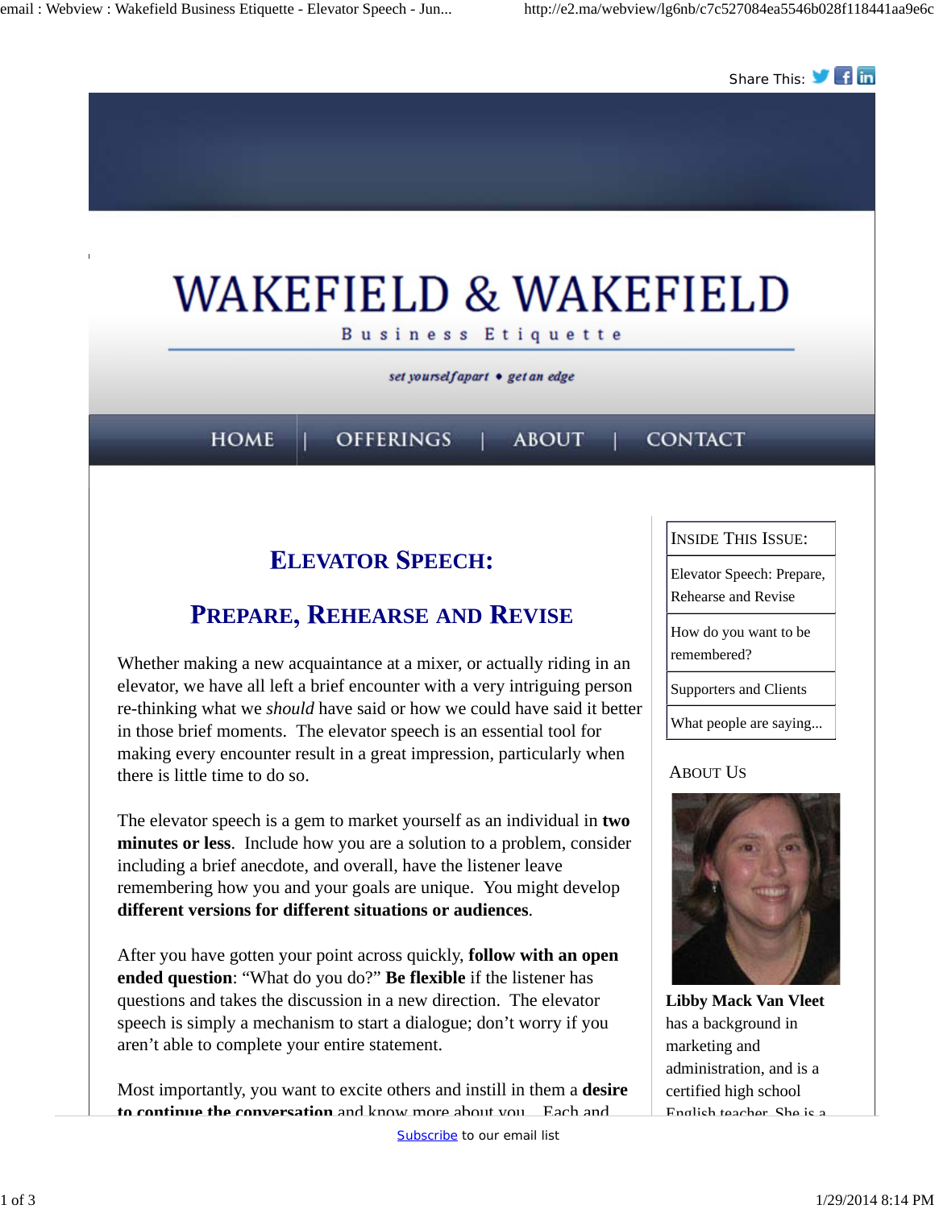Share This:

# WAKEFIELD & WAKEFIELD

Business Etiquette

*set yourself apart • get an edge*

HOME | OFFERINGS | ABOUT | CONTACT

## ELEVATOR SPEECH:

## PREPARE, REHEARSE AND REVISE

Whether making a new acquaintance at a mixer, or actually riding in an elevator, we have all left a brief encounter with a very intriguing person re-thinking what we *should* have said or how we could have said it better in those brief moments. The elevator speech is an essential tool for making every encounter result in a great impression, particularly when there is little time to do so.

The elevator speech is a gem to market yourself as an individual in **two minutes or less**. Include how you are a solution to a problem, consider including a brief anecdote, and overall, have the listener leave remembering how you and your goals are unique. You might develop **different versions for different situations or audiences**.

After you have gotten your point across quickly, **follow with an open ended question**: "What do you do?" **Be flexible** if the listener has questions and takes the discussion in a new direction. The elevator speech is simply a mechanism to start a dialogue; don't worry if you aren't able to complete your entire statement.

Most importantly, you want to excite others and instill in them a **desire to continue the conversation** and know more about you. Each and

| INSIDE THIS ISSUE: |
| --- |
| Elevator Speech: Prepare, Rehearse and Revise |
| How do you want to be remembered? |
| Supporters and Clients |
| What people are saying... |

### ABOUT US

**Libby Mack Van Vleet** has a background in marketing and administration, and is a certified high school English teacher. She is a

Subscribe to our email list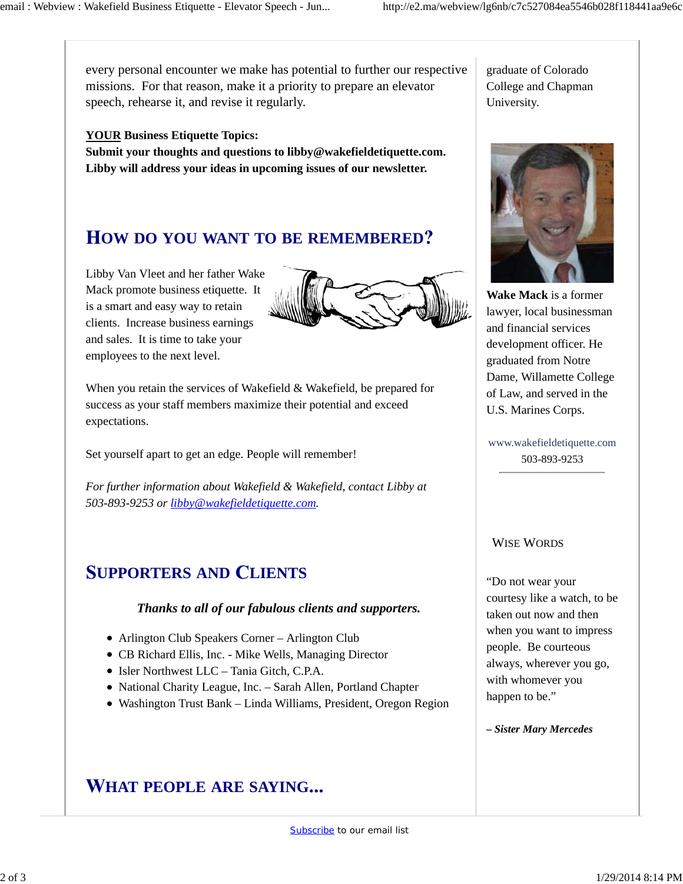every personal encounter we make has potential to further our respective missions. For that reason, make it a priority to prepare an elevator speech, rehearse it, and revise it regularly.

**YOUR Business Etiquette Topics:**
**Submit your thoughts and questions to libby@wakefieldetiquette.com. Libby will address your ideas in upcoming issues of our newsletter.**

## HOW DO YOU WANT TO BE REMEMBERED?

Libby Van Vleet and her father Wake Mack promote business etiquette. It is a smart and easy way to retain clients. Increase business earnings and sales. It is time to take your employees to the next level.

When you retain the services of Wakefield & Wakefield, be prepared for success as your staff members maximize their potential and exceed expectations.

Set yourself apart to get an edge. People will remember!

*For further information about Wakefield & Wakefield, contact Libby at 503-893-9253 or libby@wakefieldetiquette.com.*

## SUPPORTERS AND CLIENTS

***Thanks to all of our fabulous clients and supporters.***

- Arlington Club Speakers Corner – Arlington Club
- CB Richard Ellis, Inc. - Mike Wells, Managing Director
- Isler Northwest LLC – Tania Gitch, C.P.A.
- National Charity League, Inc. – Sarah Allen, Portland Chapter
- Washington Trust Bank – Linda Williams, President, Oregon Region

## WHAT PEOPLE ARE SAYING...

graduate of Colorado College and Chapman University.

**Wake Mack** is a former lawyer, local businessman and financial services development officer. He graduated from Notre Dame, Willamette College of Law, and served in the U.S. Marines Corps.

www.wakefieldetiquette.com
503-893-9253

WISE WORDS

"Do not wear your courtesy like a watch, to be taken out now and then when you want to impress people. Be courteous always, wherever you go, with whomever you happen to be."

***– Sister Mary Mercedes***

Subscribe to our email list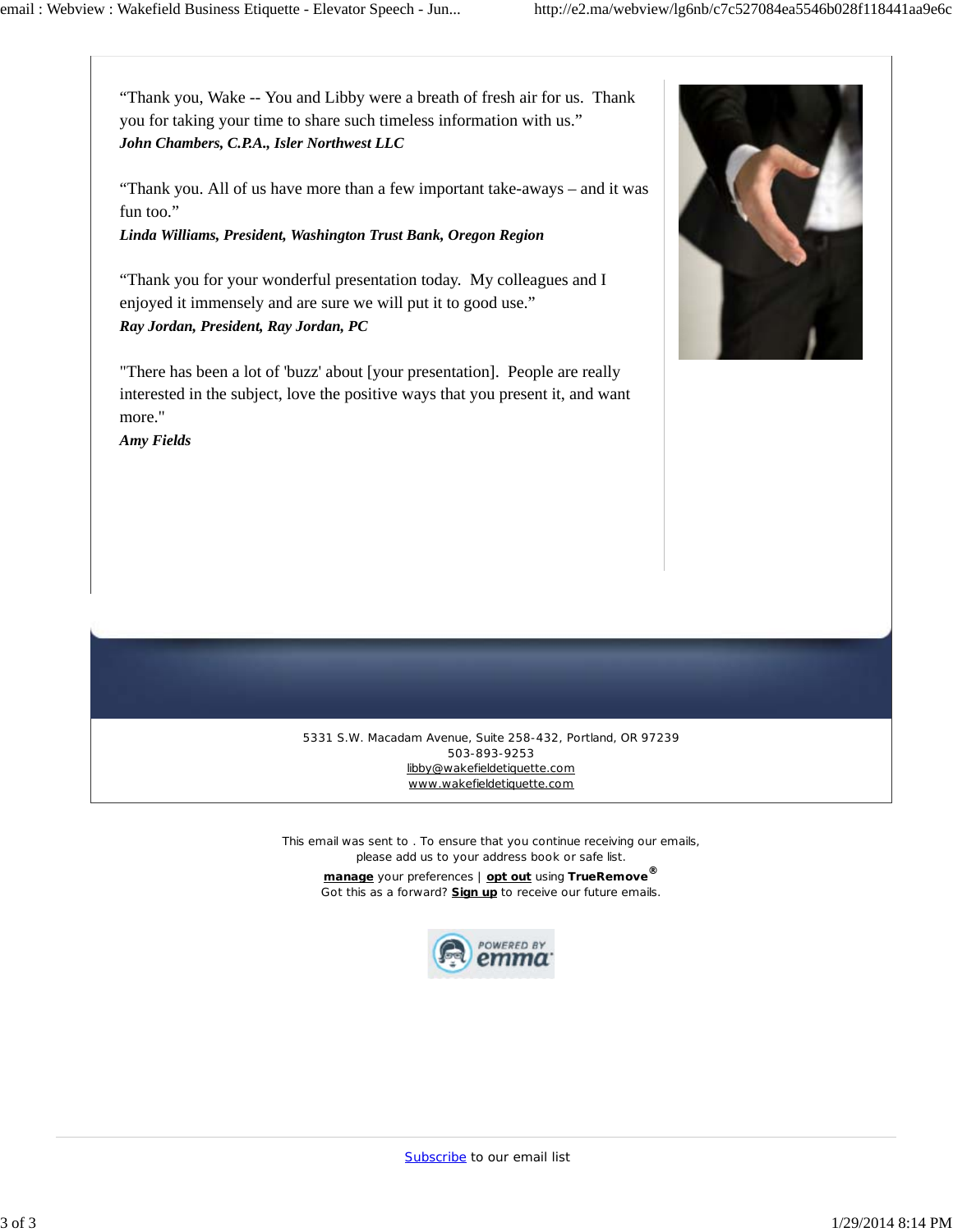"Thank you, Wake -- You and Libby were a breath of fresh air for us. Thank you for taking your time to share such timeless information with us."
***John Chambers, C.P.A., Isler Northwest LLC***

"Thank you. All of us have more than a few important take-aways – and it was fun too."
***Linda Williams, President, Washington Trust Bank, Oregon Region***

"Thank you for your wonderful presentation today. My colleagues and I enjoyed it immensely and are sure we will put it to good use."
***Ray Jordan, President, Ray Jordan, PC***

"There has been a lot of 'buzz' about [your presentation]. People are really interested in the subject, love the positive ways that you present it, and want more."
***Amy Fields***

5331 S.W. Macadam Avenue, Suite 258-432, Portland, OR 97239
503-893-9253
libby@wakefieldetiquette.com
www.wakefieldetiquette.com

This email was sent to . To ensure that you continue receiving our emails, please add us to your address book or safe list.
**manage** your preferences | **opt out** using **TrueRemove®**
Got this as a forward? **Sign up** to receive our future emails.

POWERED BY emma

Subscribe to our email list